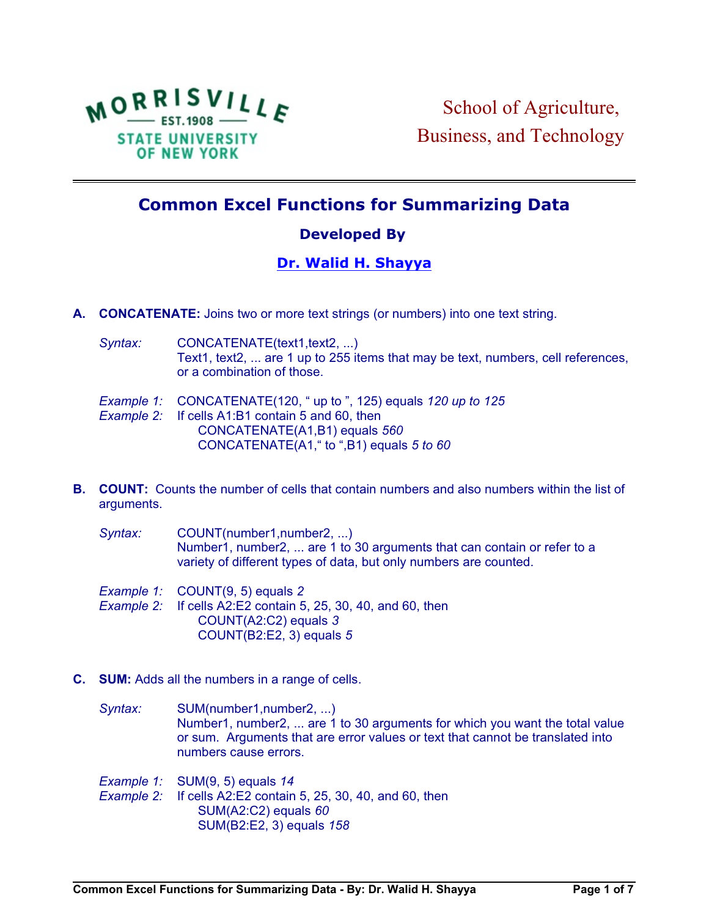MORRISVILLE — EST. 1908 — STATE UNIVERSITY OF NEW YORK

School of Agriculture, Business, and Technology

# Common Excel Functions for Summarizing Data

### Developed By

### Dr. Walid H. Shayya

**A. CONCATENATE:** Joins two or more text strings (or numbers) into one text string.

*Syntax:* CONCATENATE(text1,text2, ...)
Text1, text2, ... are 1 up to 255 items that may be text, numbers, cell references, or a combination of those.

*Example 1:* CONCATENATE(120, " up to ", 125) equals *120 up to 125*
*Example 2:* If cells A1:B1 contain 5 and 60, then
CONCATENATE(A1,B1) equals *560*
CONCATENATE(A1," to ",B1) equals *5 to 60*

**B. COUNT:** Counts the number of cells that contain numbers and also numbers within the list of arguments.

*Syntax:* COUNT(number1,number2, ...)
Number1, number2, ... are 1 to 30 arguments that can contain or refer to a variety of different types of data, but only numbers are counted.

*Example 1:* COUNT(9, 5) equals *2*
*Example 2:* If cells A2:E2 contain 5, 25, 30, 40, and 60, then
COUNT(A2:C2) equals *3*
COUNT(B2:E2, 3) equals *5*

**C. SUM:** Adds all the numbers in a range of cells.

*Syntax:* SUM(number1,number2, ...)
Number1, number2, ... are 1 to 30 arguments for which you want the total value or sum. Arguments that are error values or text that cannot be translated into numbers cause errors.

*Example 1:* SUM(9, 5) equals *14*
*Example 2:* If cells A2:E2 contain 5, 25, 30, 40, and 60, then
SUM(A2:C2) equals *60*
SUM(B2:E2, 3) equals *158*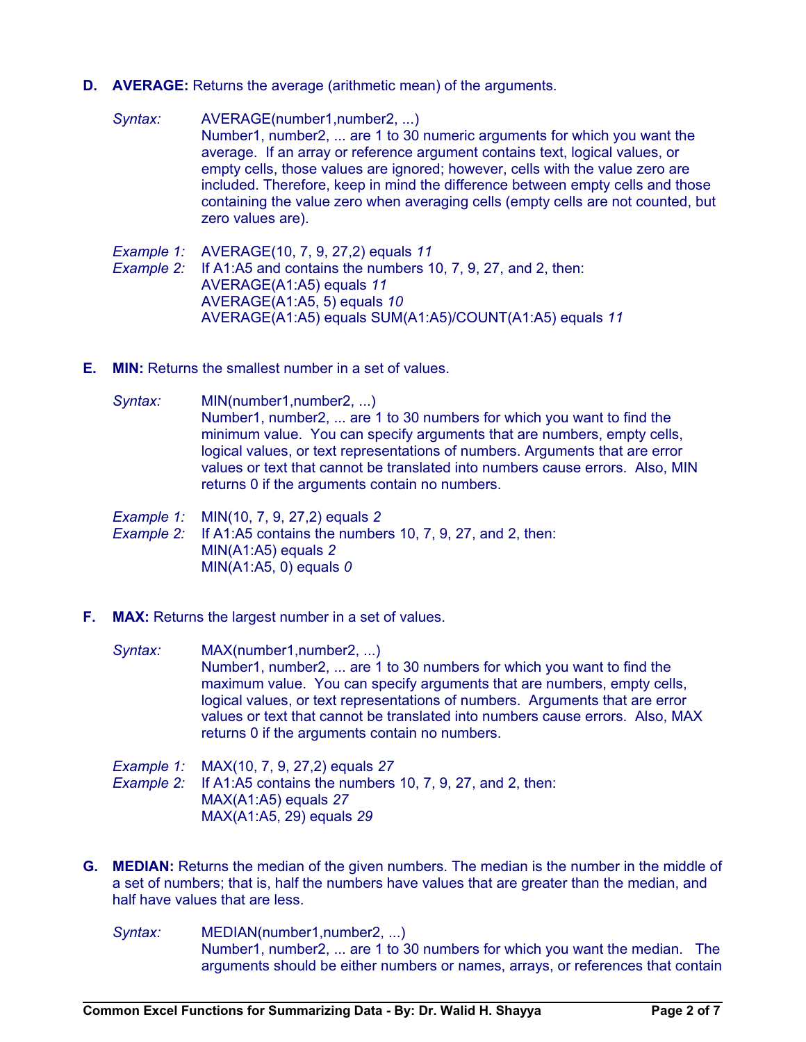**D. AVERAGE:** Returns the average (arithmetic mean) of the arguments.

*Syntax:* AVERAGE(number1,number2, ...)
Number1, number2, ... are 1 to 30 numeric arguments for which you want the average. If an array or reference argument contains text, logical values, or empty cells, those values are ignored; however, cells with the value zero are included. Therefore, keep in mind the difference between empty cells and those containing the value zero when averaging cells (empty cells are not counted, but zero values are).

*Example 1:* AVERAGE(10, 7, 9, 27,2) equals *11*
*Example 2:* If A1:A5 and contains the numbers 10, 7, 9, 27, and 2, then:
AVERAGE(A1:A5) equals *11*
AVERAGE(A1:A5, 5) equals *10*
AVERAGE(A1:A5) equals SUM(A1:A5)/COUNT(A1:A5) equals *11*

**E. MIN:** Returns the smallest number in a set of values.

*Syntax:* MIN(number1,number2, ...)
Number1, number2, ... are 1 to 30 numbers for which you want to find the minimum value. You can specify arguments that are numbers, empty cells, logical values, or text representations of numbers. Arguments that are error values or text that cannot be translated into numbers cause errors. Also, MIN returns 0 if the arguments contain no numbers.

*Example 1:* MIN(10, 7, 9, 27,2) equals *2*
*Example 2:* If A1:A5 contains the numbers 10, 7, 9, 27, and 2, then:
MIN(A1:A5) equals *2*
MIN(A1:A5, 0) equals *0*

**F. MAX:** Returns the largest number in a set of values.

*Syntax:* MAX(number1,number2, ...)
Number1, number2, ... are 1 to 30 numbers for which you want to find the maximum value. You can specify arguments that are numbers, empty cells, logical values, or text representations of numbers. Arguments that are error values or text that cannot be translated into numbers cause errors. Also, MAX returns 0 if the arguments contain no numbers.

*Example 1:* MAX(10, 7, 9, 27,2) equals *27*
*Example 2:* If A1:A5 contains the numbers 10, 7, 9, 27, and 2, then:
MAX(A1:A5) equals *27*
MAX(A1:A5, 29) equals *29*

**G. MEDIAN:** Returns the median of the given numbers. The median is the number in the middle of a set of numbers; that is, half the numbers have values that are greater than the median, and half have values that are less.

*Syntax:* MEDIAN(number1,number2, ...)
Number1, number2, ... are 1 to 30 numbers for which you want the median. The arguments should be either numbers or names, arrays, or references that contain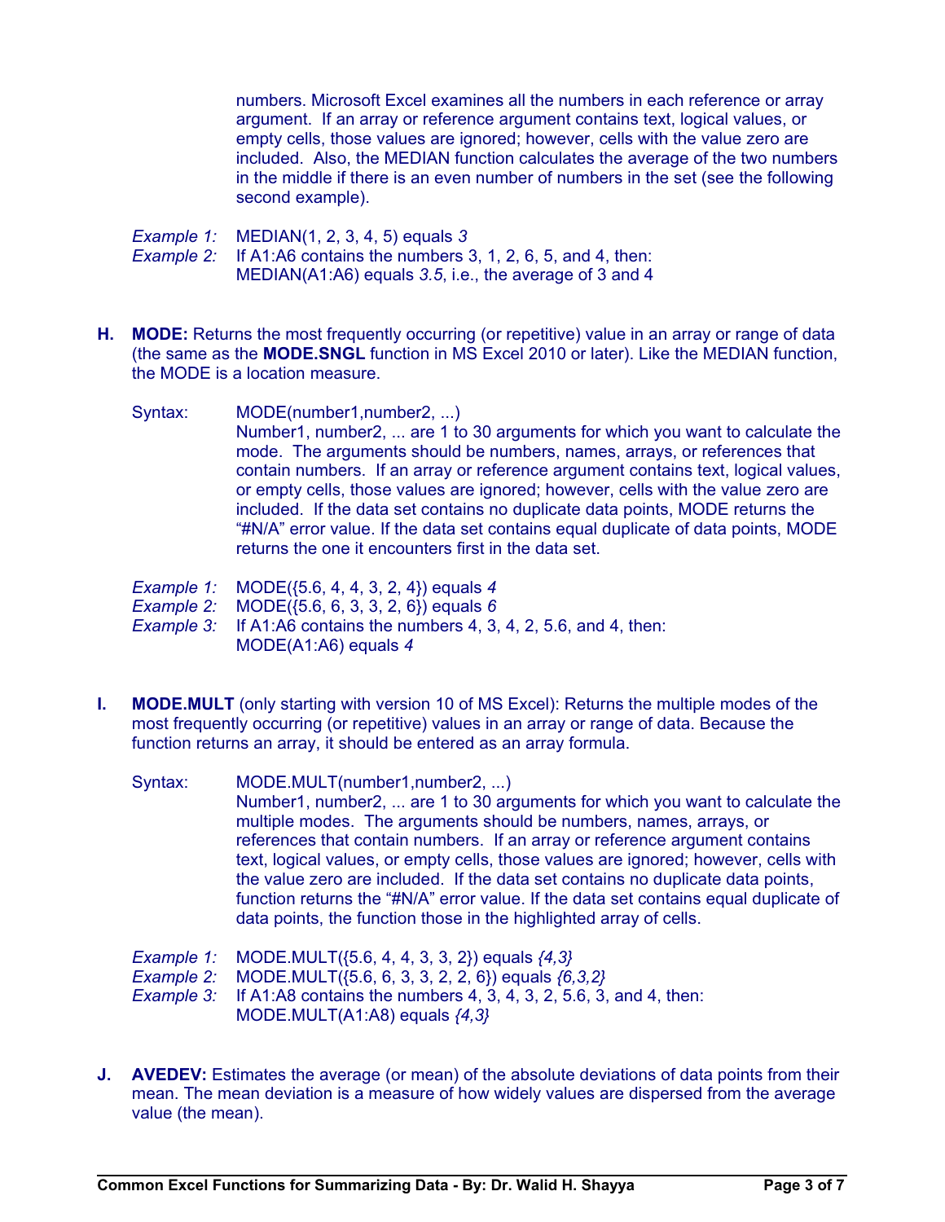numbers. Microsoft Excel examines all the numbers in each reference or array argument. If an array or reference argument contains text, logical values, or empty cells, those values are ignored; however, cells with the value zero are included. Also, the MEDIAN function calculates the average of the two numbers in the middle if there is an even number of numbers in the set (see the following second example).

*Example 1:* MEDIAN(1, 2, 3, 4, 5) equals *3*
*Example 2:* If A1:A6 contains the numbers 3, 1, 2, 6, 5, and 4, then:
MEDIAN(A1:A6) equals *3.5*, i.e., the average of 3 and 4

**H. MODE:** Returns the most frequently occurring (or repetitive) value in an array or range of data (the same as the **MODE.SNGL** function in MS Excel 2010 or later). Like the MEDIAN function, the MODE is a location measure.

Syntax: MODE(number1,number2, ...)
Number1, number2, ... are 1 to 30 arguments for which you want to calculate the mode. The arguments should be numbers, names, arrays, or references that contain numbers. If an array or reference argument contains text, logical values, or empty cells, those values are ignored; however, cells with the value zero are included. If the data set contains no duplicate data points, MODE returns the "#N/A" error value. If the data set contains equal duplicate of data points, MODE returns the one it encounters first in the data set.

*Example 1:* MODE({5.6, 4, 4, 3, 2, 4}) equals *4*
*Example 2:* MODE({5.6, 6, 3, 3, 2, 6}) equals *6*
*Example 3:* If A1:A6 contains the numbers 4, 3, 4, 2, 5.6, and 4, then:
MODE(A1:A6) equals *4*

**I. MODE.MULT** (only starting with version 10 of MS Excel): Returns the multiple modes of the most frequently occurring (or repetitive) values in an array or range of data. Because the function returns an array, it should be entered as an array formula.

Syntax: MODE.MULT(number1,number2, ...)
Number1, number2, ... are 1 to 30 arguments for which you want to calculate the multiple modes. The arguments should be numbers, names, arrays, or references that contain numbers. If an array or reference argument contains text, logical values, or empty cells, those values are ignored; however, cells with the value zero are included. If the data set contains no duplicate data points, function returns the "#N/A" error value. If the data set contains equal duplicate of data points, the function those in the highlighted array of cells.

*Example 1:* MODE.MULT({5.6, 4, 4, 3, 3, 2}) equals *{4,3}*
*Example 2:* MODE.MULT({5.6, 6, 3, 3, 2, 2, 6}) equals *{6,3,2}*
*Example 3:* If A1:A8 contains the numbers 4, 3, 4, 3, 2, 5.6, 3, and 4, then:
MODE.MULT(A1:A8) equals *{4,3}*

**J. AVEDEV:** Estimates the average (or mean) of the absolute deviations of data points from their mean. The mean deviation is a measure of how widely values are dispersed from the average value (the mean).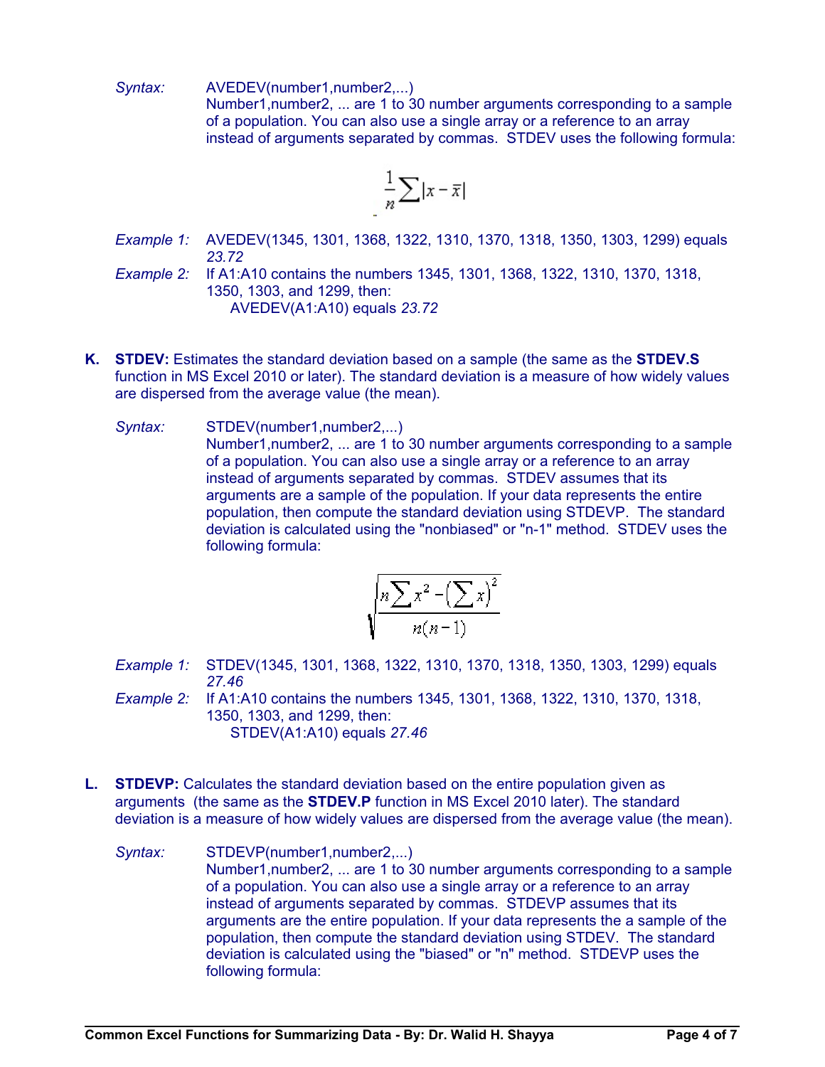*Syntax:* AVEDEV(number1,number2,...)
Number1,number2, ... are 1 to 30 number arguments corresponding to a sample of a population. You can also use a single array or a reference to an array instead of arguments separated by commas. STDEV uses the following formula:

$$\frac{1}{n}\sum\left|x-\bar{x}\right|$$

*Example 1:* AVEDEV(1345, 1301, 1368, 1322, 1310, 1370, 1318, 1350, 1303, 1299) equals *23.72*

*Example 2:* If A1:A10 contains the numbers 1345, 1301, 1368, 1322, 1310, 1370, 1318, 1350, 1303, and 1299, then:
AVEDEV(A1:A10) equals *23.72*

**K. STDEV:** Estimates the standard deviation based on a sample (the same as the **STDEV.S** function in MS Excel 2010 or later). The standard deviation is a measure of how widely values are dispersed from the average value (the mean).

*Syntax:* STDEV(number1,number2,...)
Number1,number2, ... are 1 to 30 number arguments corresponding to a sample of a population. You can also use a single array or a reference to an array instead of arguments separated by commas. STDEV assumes that its arguments are a sample of the population. If your data represents the entire population, then compute the standard deviation using STDEVP. The standard deviation is calculated using the "nonbiased" or "n-1" method. STDEV uses the following formula:

$$\sqrt{\frac{n\sum x^2-\left(\sum x\right)^2}{n(n-1)}}$$

*Example 1:* STDEV(1345, 1301, 1368, 1322, 1310, 1370, 1318, 1350, 1303, 1299) equals *27.46*

*Example 2:* If A1:A10 contains the numbers 1345, 1301, 1368, 1322, 1310, 1370, 1318, 1350, 1303, and 1299, then:
STDEV(A1:A10) equals *27.46*

**L. STDEVP:** Calculates the standard deviation based on the entire population given as arguments (the same as the **STDEV.P** function in MS Excel 2010 later). The standard deviation is a measure of how widely values are dispersed from the average value (the mean).

*Syntax:* STDEVP(number1,number2,...)
Number1,number2, ... are 1 to 30 number arguments corresponding to a sample of a population. You can also use a single array or a reference to an array instead of arguments separated by commas. STDEVP assumes that its arguments are the entire population. If your data represents the a sample of the population, then compute the standard deviation using STDEV. The standard deviation is calculated using the "biased" or "n" method. STDEVP uses the following formula: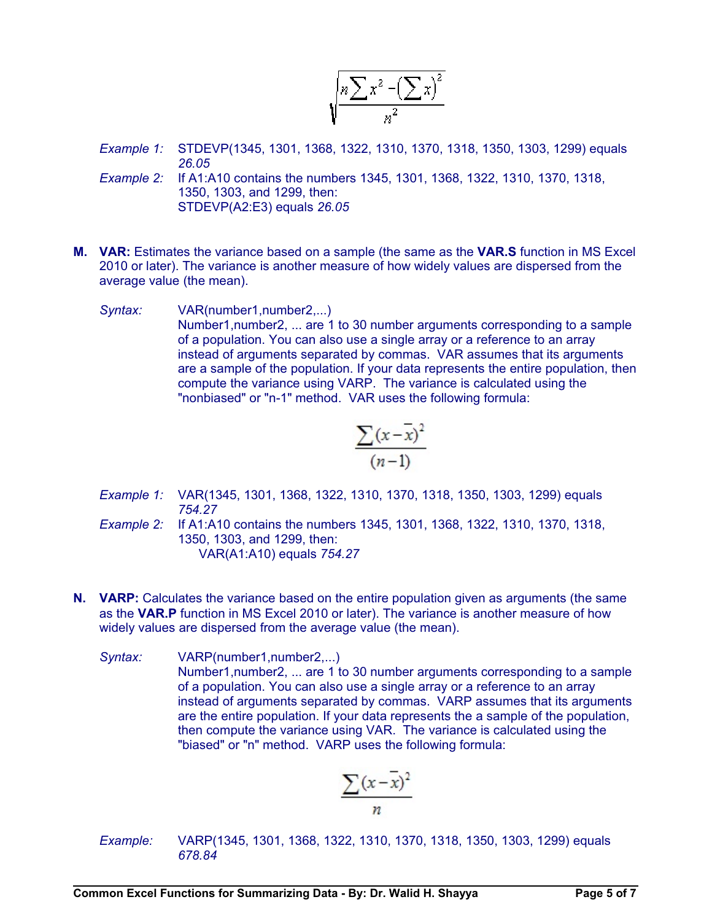$$\sqrt{\frac{n\sum x^2 - \left(\sum x\right)^2}{n^2}}$$

*Example 1:* STDEVP(1345, 1301, 1368, 1322, 1310, 1370, 1318, 1350, 1303, 1299) equals *26.05*

*Example 2:* If A1:A10 contains the numbers 1345, 1301, 1368, 1322, 1310, 1370, 1318, 1350, 1303, and 1299, then:
STDEVP(A2:E3) equals *26.05*

**M. VAR:** Estimates the variance based on a sample (the same as the **VAR.S** function in MS Excel 2010 or later). The variance is another measure of how widely values are dispersed from the average value (the mean).

*Syntax:* VAR(number1,number2,...)
Number1,number2, ... are 1 to 30 number arguments corresponding to a sample of a population. You can also use a single array or a reference to an array instead of arguments separated by commas. VAR assumes that its arguments are a sample of the population. If your data represents the entire population, then compute the variance using VARP. The variance is calculated using the "nonbiased" or "n-1" method. VAR uses the following formula:

$$\frac{\sum (x - \bar{x})^2}{(n-1)}$$

*Example 1:* VAR(1345, 1301, 1368, 1322, 1310, 1370, 1318, 1350, 1303, 1299) equals *754.27*

*Example 2:* If A1:A10 contains the numbers 1345, 1301, 1368, 1322, 1310, 1370, 1318, 1350, 1303, and 1299, then:
VAR(A1:A10) equals *754.27*

**N. VARP:** Calculates the variance based on the entire population given as arguments (the same as the **VAR.P** function in MS Excel 2010 or later). The variance is another measure of how widely values are dispersed from the average value (the mean).

*Syntax:* VARP(number1,number2,...)
Number1,number2, ... are 1 to 30 number arguments corresponding to a sample of a population. You can also use a single array or a reference to an array instead of arguments separated by commas. VARP assumes that its arguments are the entire population. If your data represents the a sample of the population, then compute the variance using VAR. The variance is calculated using the "biased" or "n" method. VARP uses the following formula:

$$\frac{\sum (x - \bar{x})^2}{n}$$

*Example:* VARP(1345, 1301, 1368, 1322, 1310, 1370, 1318, 1350, 1303, 1299) equals *678.84*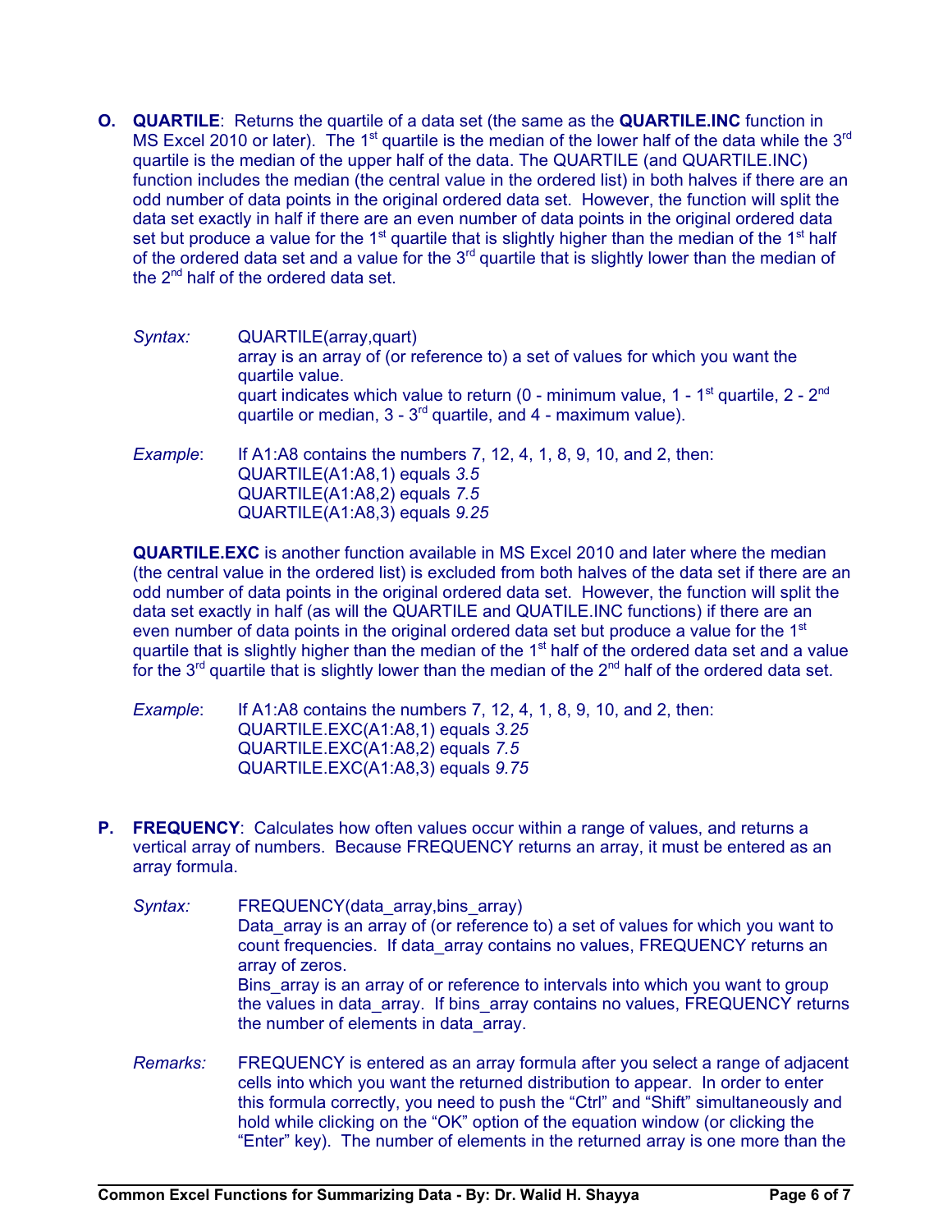**O. QUARTILE**: Returns the quartile of a data set (the same as the **QUARTILE.INC** function in MS Excel 2010 or later). The 1st quartile is the median of the lower half of the data while the 3rd quartile is the median of the upper half of the data. The QUARTILE (and QUARTILE.INC) function includes the median (the central value in the ordered list) in both halves if there are an odd number of data points in the original ordered data set. However, the function will split the data set exactly in half if there are an even number of data points in the original ordered data set but produce a value for the 1st quartile that is slightly higher than the median of the 1st half of the ordered data set and a value for the 3rd quartile that is slightly lower than the median of the 2nd half of the ordered data set.

*Syntax:* QUARTILE(array,quart)
array is an array of (or reference to) a set of values for which you want the quartile value.
quart indicates which value to return (0 - minimum value, 1 - 1st quartile, 2 - 2nd quartile or median, 3 - 3rd quartile, and 4 - maximum value).

*Example*: If A1:A8 contains the numbers 7, 12, 4, 1, 8, 9, 10, and 2, then:
QUARTILE(A1:A8,1) equals *3.5*
QUARTILE(A1:A8,2) equals *7.5*
QUARTILE(A1:A8,3) equals *9.25*

**QUARTILE.EXC** is another function available in MS Excel 2010 and later where the median (the central value in the ordered list) is excluded from both halves of the data set if there are an odd number of data points in the original ordered data set. However, the function will split the data set exactly in half (as will the QUARTILE and QUATILE.INC functions) if there are an even number of data points in the original ordered data set but produce a value for the 1st quartile that is slightly higher than the median of the 1st half of the ordered data set and a value for the 3rd quartile that is slightly lower than the median of the 2nd half of the ordered data set.

*Example*: If A1:A8 contains the numbers 7, 12, 4, 1, 8, 9, 10, and 2, then:
QUARTILE.EXC(A1:A8,1) equals *3.25*
QUARTILE.EXC(A1:A8,2) equals *7.5*
QUARTILE.EXC(A1:A8,3) equals *9.75*

**P. FREQUENCY**: Calculates how often values occur within a range of values, and returns a vertical array of numbers. Because FREQUENCY returns an array, it must be entered as an array formula.

*Syntax:* FREQUENCY(data_array,bins_array)
Data_array is an array of (or reference to) a set of values for which you want to count frequencies. If data_array contains no values, FREQUENCY returns an array of zeros.
Bins_array is an array of or reference to intervals into which you want to group the values in data_array. If bins_array contains no values, FREQUENCY returns the number of elements in data_array.

*Remarks:* FREQUENCY is entered as an array formula after you select a range of adjacent cells into which you want the returned distribution to appear. In order to enter this formula correctly, you need to push the "Ctrl" and "Shift" simultaneously and hold while clicking on the "OK" option of the equation window (or clicking the "Enter" key). The number of elements in the returned array is one more than the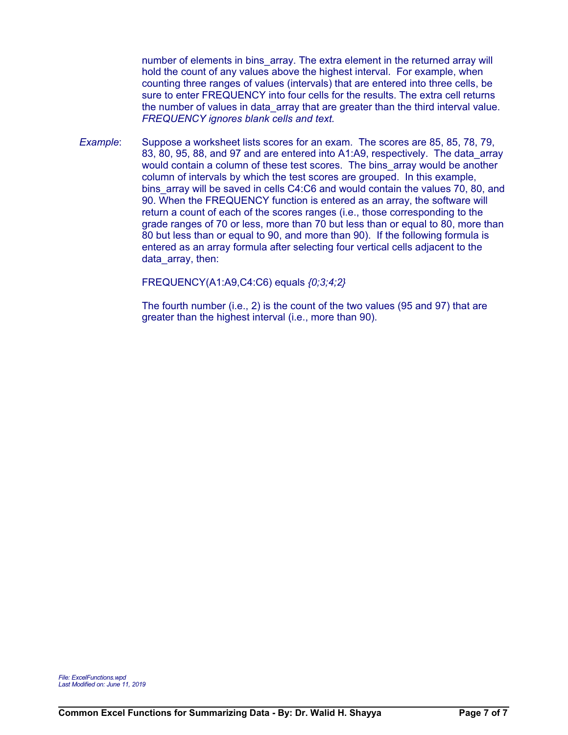number of elements in bins_array. The extra element in the returned array will hold the count of any values above the highest interval. For example, when counting three ranges of values (intervals) that are entered into three cells, be sure to enter FREQUENCY into four cells for the results. The extra cell returns the number of values in data_array that are greater than the third interval value. *FREQUENCY ignores blank cells and text.*

*Example*: Suppose a worksheet lists scores for an exam. The scores are 85, 85, 78, 79, 83, 80, 95, 88, and 97 and are entered into A1:A9, respectively. The data_array would contain a column of these test scores. The bins_array would be another column of intervals by which the test scores are grouped. In this example, bins_array will be saved in cells C4:C6 and would contain the values 70, 80, and 90. When the FREQUENCY function is entered as an array, the software will return a count of each of the scores ranges (i.e., those corresponding to the grade ranges of 70 or less, more than 70 but less than or equal to 80, more than 80 but less than or equal to 90, and more than 90). If the following formula is entered as an array formula after selecting four vertical cells adjacent to the data_array, then:

FREQUENCY(A1:A9,C4:C6) equals *{0;3;4;2}*

The fourth number (i.e., 2) is the count of the two values (95 and 97) that are greater than the highest interval (i.e., more than 90).

*File: ExcelFunctions.wpd*
*Last Modified on: June 11, 2019*